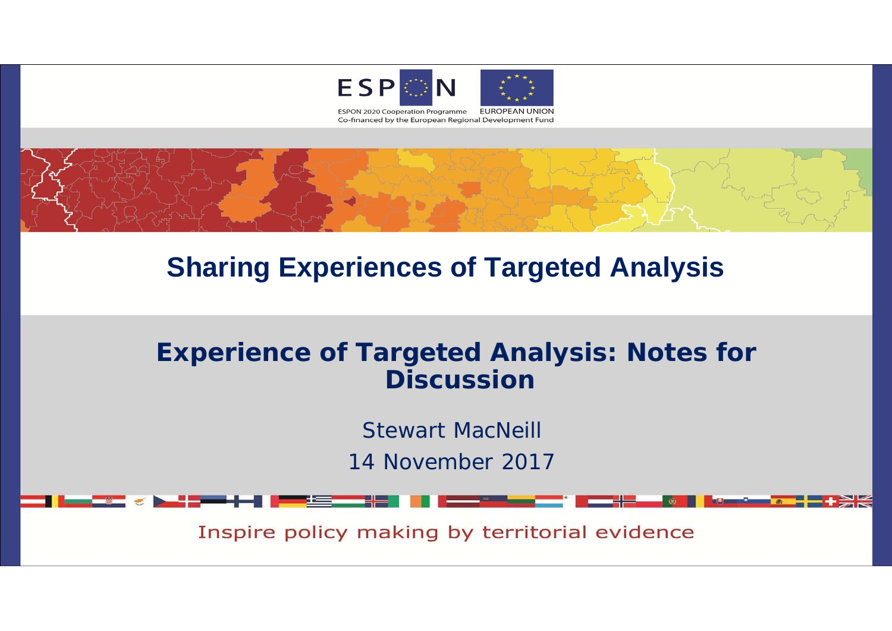ESPON 2020 Cooperation Programme
Co-financed by the European Regional Development Fund

EUROPEAN UNION

# Sharing Experiences of Targeted Analysis

## Experience of Targeted Analysis: Notes for Discussion

Stewart MacNeill

14 November 2017

Inspire policy making by territorial evidence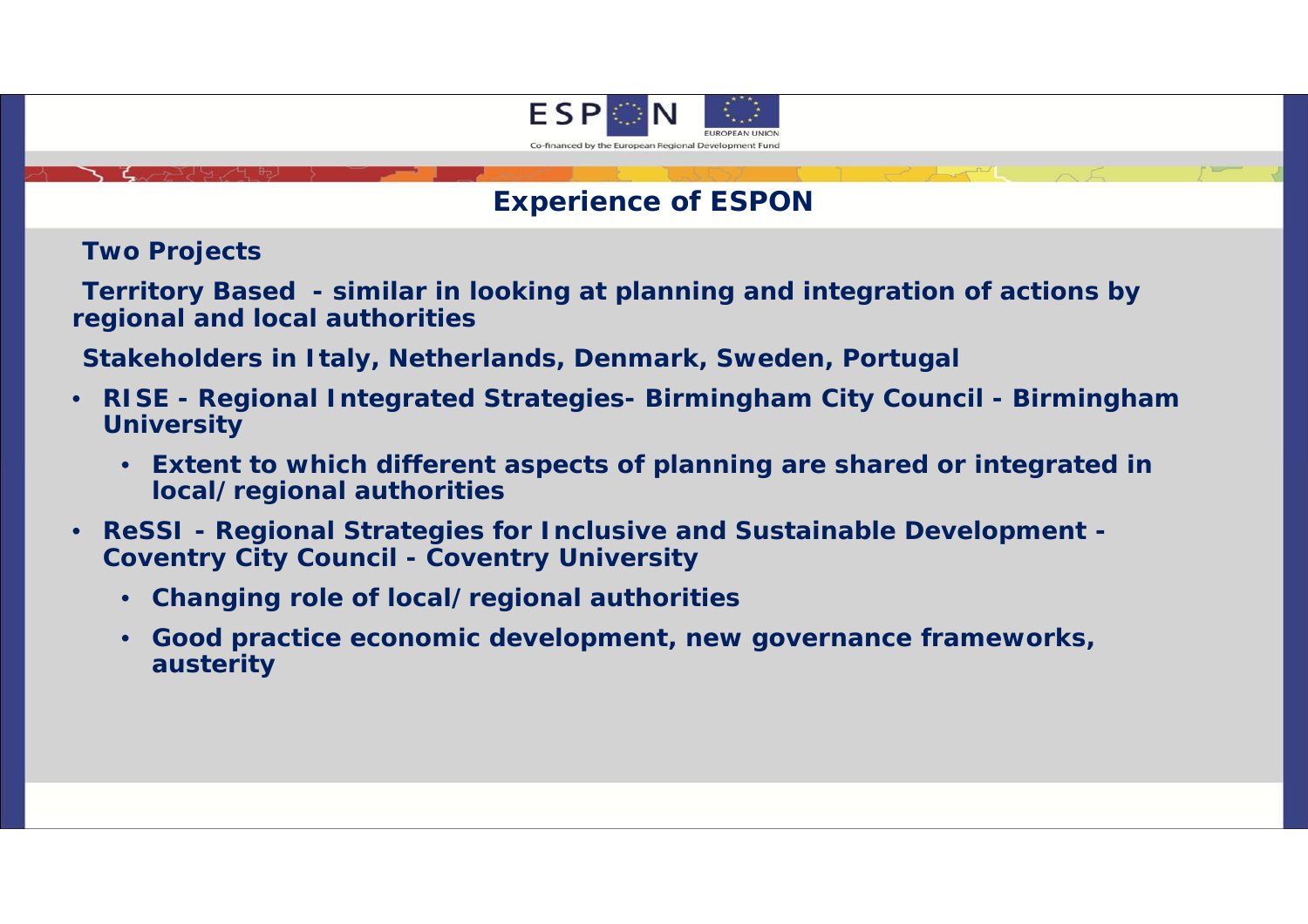## Experience of ESPON

**Two Projects**

**Territory Based - similar in looking at planning and integration of actions by regional and local authorities**

**Stakeholders in Italy, Netherlands, Denmark, Sweden, Portugal**

- **RISE - Regional Integrated Strategies- Birmingham City Council - Birmingham University**
  - **Extent to which different aspects of planning are shared or integrated in local/regional authorities**
- **ReSSI - Regional Strategies for Inclusive and Sustainable Development - Coventry City Council - Coventry University**
  - **Changing role of local/regional authorities**
  - **Good practice economic development, new governance frameworks, austerity**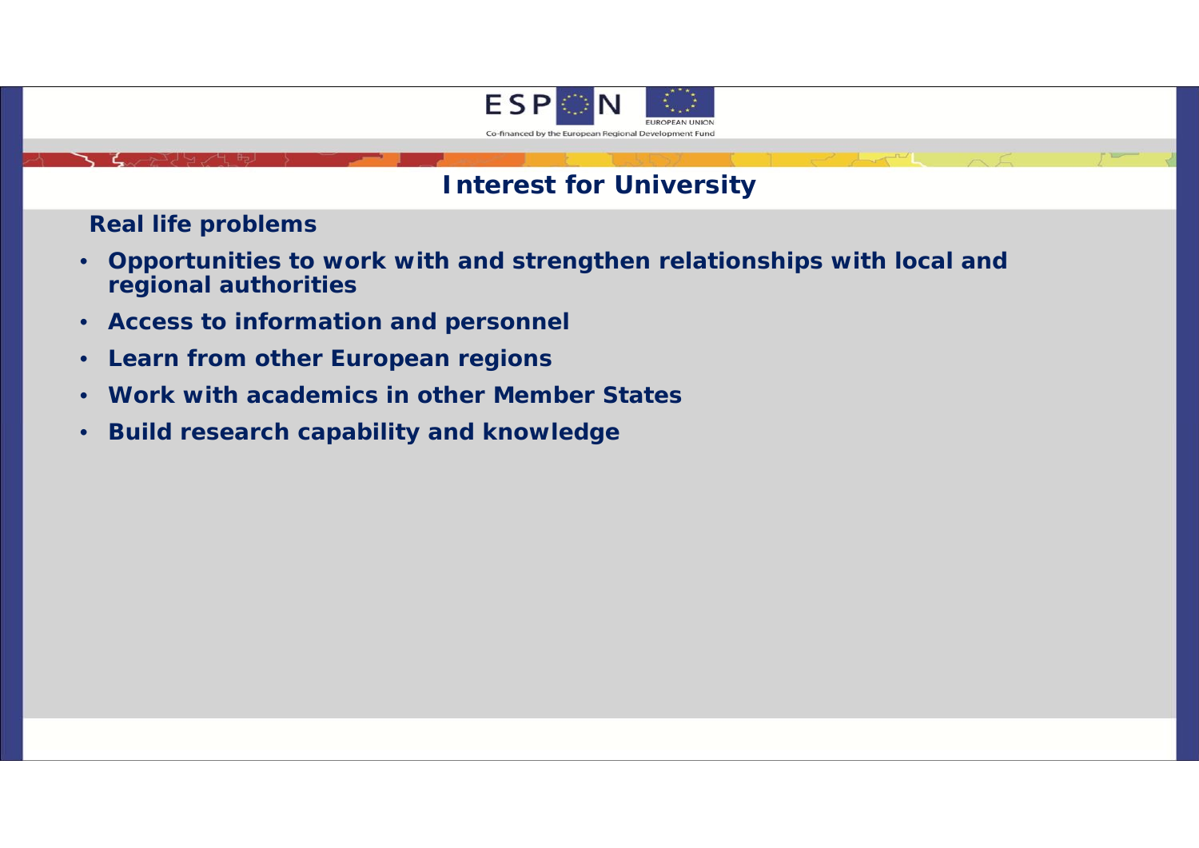## Interest for University

**Real life problems**

- **Opportunities to work with and strengthen relationships with local and regional authorities**
- **Access to information and personnel**
- **Learn from other European regions**
- **Work with academics in other Member States**
- **Build research capability and knowledge**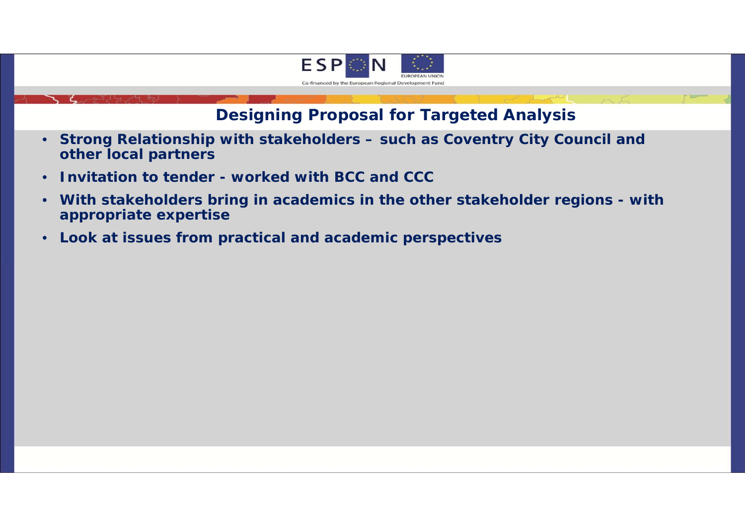## Designing Proposal for Targeted Analysis

- **Strong Relationship with stakeholders – such as Coventry City Council and other local partners**
- **Invitation to tender - worked with BCC and CCC**
- **With stakeholders bring in academics in the other stakeholder regions - with appropriate expertise**
- **Look at issues from practical and academic perspectives**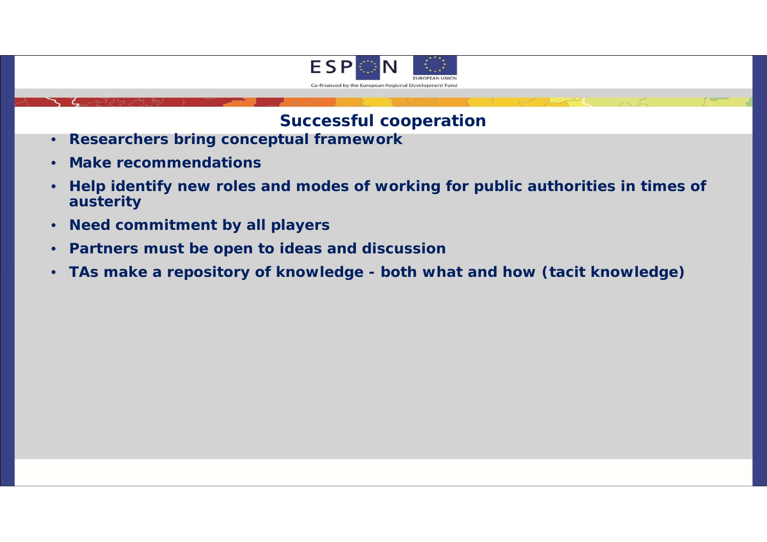## Successful cooperation

- **Researchers bring conceptual framework**
- **Make recommendations**
- **Help identify new roles and modes of working for public authorities in times of austerity**
- **Need commitment by all players**
- **Partners must be open to ideas and discussion**
- **TAs make a repository of knowledge - both what and how (tacit knowledge)**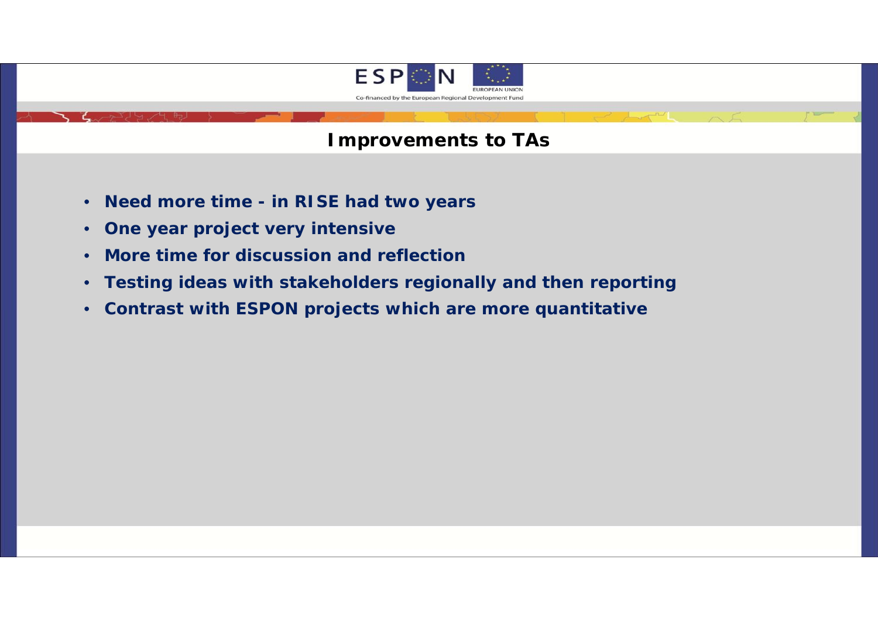## Improvements to TAs

- **Need more time - in RISE had two years**
- **One year project very intensive**
- **More time for discussion and reflection**
- **Testing ideas with stakeholders regionally and then reporting**
- **Contrast with ESPON projects which are more quantitative**